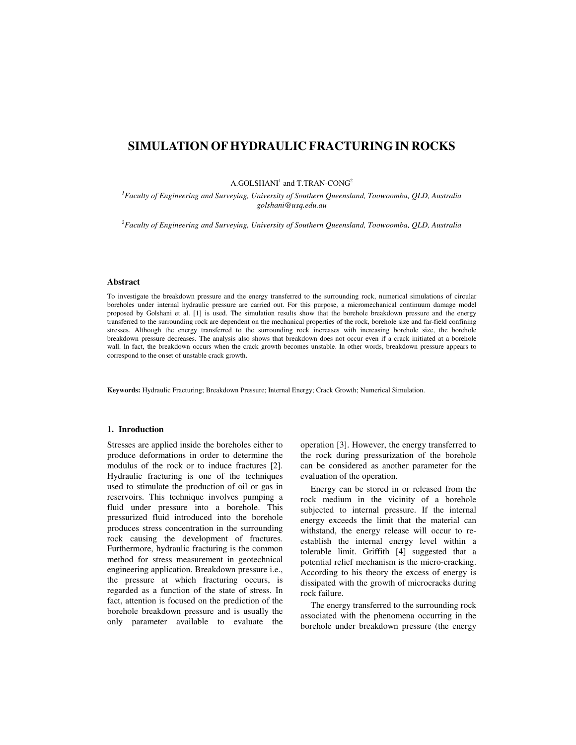# SIMULATION OF HYDRAULIC FRACTURING IN ROCKS

A.GOLSHANI[1] and T.TRAN-CONG[2]

[1]*Faculty of Engineering and Surveying, University of Southern Queensland, Toowoomba, QLD, Australia*
*golshani@usq.edu.au*

[2]*Faculty of Engineering and Surveying, University of Southern Queensland, Toowoomba, QLD, Australia*

### Abstract

To investigate the breakdown pressure and the energy transferred to the surrounding rock, numerical simulations of circular boreholes under internal hydraulic pressure are carried out. For this purpose, a micromechanical continuum damage model proposed by Golshani et al. [1] is used. The simulation results show that the borehole breakdown pressure and the energy transferred to the surrounding rock are dependent on the mechanical properties of the rock, borehole size and far-field confining stresses. Although the energy transferred to the surrounding rock increases with increasing borehole size, the borehole breakdown pressure decreases. The analysis also shows that breakdown does not occur even if a crack initiated at a borehole wall. In fact, the breakdown occurs when the crack growth becomes unstable. In other words, breakdown pressure appears to correspond to the onset of unstable crack growth.

**Keywords:** Hydraulic Fracturing; Breakdown Pressure; Internal Energy; Crack Growth; Numerical Simulation.

## 1. Inroduction

Stresses are applied inside the boreholes either to produce deformations in order to determine the modulus of the rock or to induce fractures [2]. Hydraulic fracturing is one of the techniques used to stimulate the production of oil or gas in reservoirs. This technique involves pumping a fluid under pressure into a borehole. This pressurized fluid introduced into the borehole produces stress concentration in the surrounding rock causing the development of fractures. Furthermore, hydraulic fracturing is the common method for stress measurement in geotechnical engineering application. Breakdown pressure i.e., the pressure at which fracturing occurs, is regarded as a function of the state of stress. In fact, attention is focused on the prediction of the borehole breakdown pressure and is usually the only parameter available to evaluate the operation [3]. However, the energy transferred to the rock during pressurization of the borehole can be considered as another parameter for the evaluation of the operation.

Energy can be stored in or released from the rock medium in the vicinity of a borehole subjected to internal pressure. If the internal energy exceeds the limit that the material can withstand, the energy release will occur to re-establish the internal energy level within a tolerable limit. Griffith [4] suggested that a potential relief mechanism is the micro-cracking. According to his theory the excess of energy is dissipated with the growth of microcracks during rock failure.

The energy transferred to the surrounding rock associated with the phenomena occurring in the borehole under breakdown pressure (the energy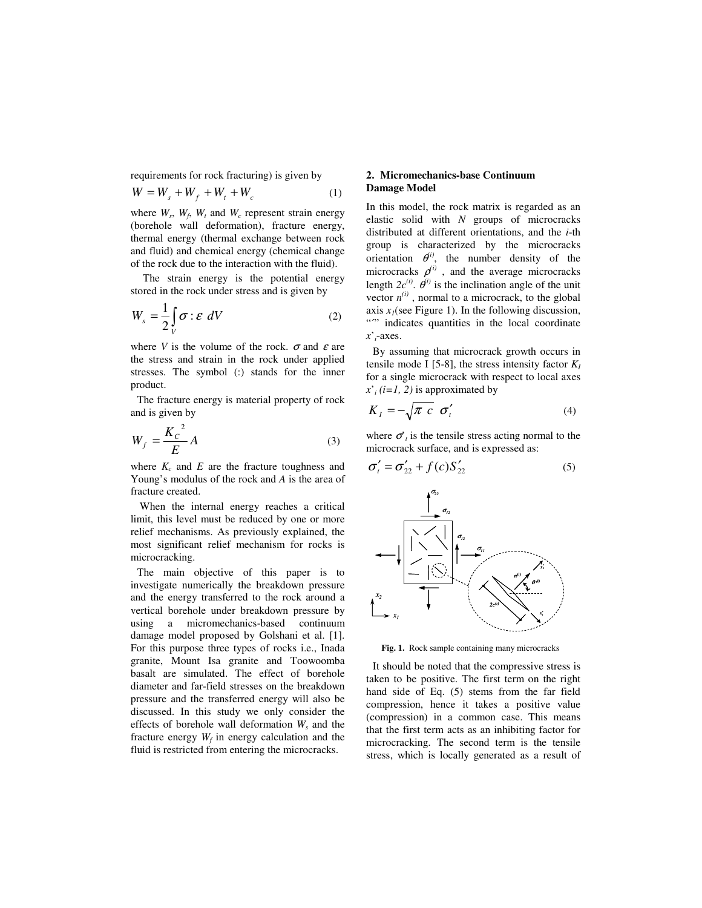requirements for rock fracturing) is given by

$$W = W_s + W_f + W_t + W_c \qquad (1)$$

where $W_s$, $W_f$, $W_t$ and $W_c$ represent strain energy (borehole wall deformation), fracture energy, thermal energy (thermal exchange between rock and fluid) and chemical energy (chemical change of the rock due to the interaction with the fluid).

The strain energy is the potential energy stored in the rock under stress and is given by

$$W_s = \frac{1}{2}\int_V \sigma : \varepsilon \; dV \qquad (2)$$

where $V$ is the volume of the rock. $\sigma$ and $\varepsilon$ are the stress and strain in the rock under applied stresses. The symbol (:) stands for the inner product.

The fracture energy is material property of rock and is given by

$$W_f = \frac{K_C^{\;2}}{E} A \qquad (3)$$

where $K_c$ and $E$ are the fracture toughness and Young's modulus of the rock and $A$ is the area of fracture created.

When the internal energy reaches a critical limit, this level must be reduced by one or more relief mechanisms. As previously explained, the most significant relief mechanism for rocks is microcracking.

The main objective of this paper is to investigate numerically the breakdown pressure and the energy transferred to the rock around a vertical borehole under breakdown pressure by using a micromechanics-based continuum damage model proposed by Golshani et al. [1]. For this purpose three types of rocks i.e., Inada granite, Mount Isa granite and Toowoomba basalt are simulated. The effect of borehole diameter and far-field stresses on the breakdown pressure and the transferred energy will also be discussed. In this study we only consider the effects of borehole wall deformation $W_s$ and the fracture energy $W_f$ in energy calculation and the fluid is restricted from entering the microcracks.

## 2. Micromechanics-base Continuum Damage Model

In this model, the rock matrix is regarded as an elastic solid with $N$ groups of microcracks distributed at different orientations, and the $i$-th group is characterized by the microcracks orientation $\theta^{(i)}$, the number density of the microcracks $\rho^{(i)}$, and the average microcracks length $2c^{(i)}$. $\theta^{(i)}$ is the inclination angle of the unit vector $n^{(i)}$, normal to a microcrack, to the global axis $x_1$(see Figure 1). In the following discussion, "'" indicates quantities in the local coordinate $x'_i$-axes.

By assuming that microcrack growth occurs in tensile mode I [5-8], the stress intensity factor $K_I$ for a single microcrack with respect to local axes $x'_i$ $(i=1, 2)$ is approximated by

$$K_I = -\sqrt{\pi \; c} \;\; \sigma'_t \qquad (4)$$

where $\sigma'_t$ is the tensile stress acting normal to the microcrack surface, and is expressed as:

$$\sigma'_t = \sigma'_{22} + f(c) S'_{22} \qquad (5)$$

**Fig. 1.** Rock sample containing many microcracks

It should be noted that the compressive stress is taken to be positive. The first term on the right hand side of Eq. (5) stems from the far field compression, hence it takes a positive value (compression) in a common case. This means that the first term acts as an inhibiting factor for microcracking. The second term is the tensile stress, which is locally generated as a result of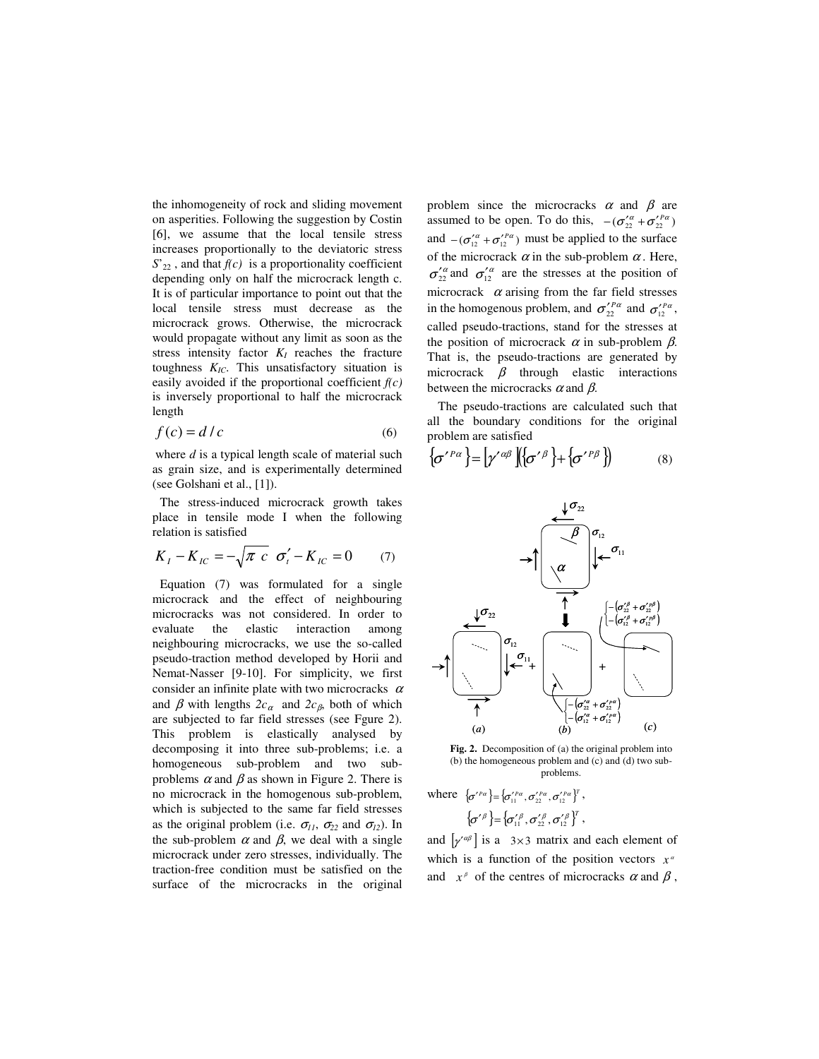the inhomogeneity of rock and sliding movement on asperities. Following the suggestion by Costin [6], we assume that the local tensile stress increases proportionally to the deviatoric stress $S'_{22}$ , and that $f(c)$ is a proportionality coefficient depending only on half the microcrack length c. It is of particular importance to point out that the local tensile stress must decrease as the microcrack grows. Otherwise, the microcrack would propagate without any limit as soon as the stress intensity factor $K_I$ reaches the fracture toughness $K_{IC}$. This unsatisfactory situation is easily avoided if the proportional coefficient $f(c)$ is inversely proportional to half the microcrack length

$$f(c) = d / c \tag{6}$$

where $d$ is a typical length scale of material such as grain size, and is experimentally determined (see Golshani et al., [1]).

The stress-induced microcrack growth takes place in tensile mode I when the following relation is satisfied

$$K_I - K_{IC} = -\sqrt{\pi\ c}\ \ \sigma'_t - K_{IC} = 0 \tag{7}$$

Equation (7) was formulated for a single microcrack and the effect of neighbouring microcracks was not considered. In order to evaluate the elastic interaction among neighbouring microcracks, we use the so-called pseudo-traction method developed by Horii and Nemat-Nasser [9-10]. For simplicity, we first consider an infinite plate with two microcracks $\alpha$ and $\beta$ with lengths $2c_\alpha$ and $2c_\beta$, both of which are subjected to far field stresses (see Fgure 2). This problem is elastically analysed by decomposing it into three sub-problems; i.e. a homogeneous sub-problem and two sub-problems $\alpha$ and $\beta$ as shown in Figure 2. There is no microcrack in the homogenous sub-problem, which is subjected to the same far field stresses as the original problem (i.e. $\sigma_{11}$, $\sigma_{22}$ and $\sigma_{12}$). In the sub-problem $\alpha$ and $\beta$, we deal with a single microcrack under zero stresses, individually. The traction-free condition must be satisfied on the surface of the microcracks in the original problem since the microcracks $\alpha$ and $\beta$ are assumed to be open. To do this, $-(\sigma'^{\alpha}_{22} + \sigma'^{P\alpha}_{22})$ and $-(\sigma'^{\alpha}_{12} + \sigma'^{P\alpha}_{12})$ must be applied to the surface of the microcrack $\alpha$ in the sub-problem $\alpha$. Here, $\sigma'^{\alpha}_{22}$ and $\sigma'^{\alpha}_{12}$ are the stresses at the position of microcrack $\alpha$ arising from the far field stresses in the homogenous problem, and $\sigma'^{P\alpha}_{22}$ and $\sigma'^{P\alpha}_{12}$, called pseudo-tractions, stand for the stresses at the position of microcrack $\alpha$ in sub-problem $\beta$. That is, the pseudo-tractions are generated by microcrack $\beta$ through elastic interactions between the microcracks $\alpha$ and $\beta$.

The pseudo-tractions are calculated such that all the boundary conditions for the original problem are satisfied

$$\{\sigma'^{P\alpha}\} = [\gamma'^{\alpha\beta}](\{\sigma'^{\beta}\} + \{\sigma'^{P\beta}\}) \tag{8}$$

**Fig. 2.** Decomposition of (a) the original problem into (b) the homogeneous problem and (c) and (d) two sub-problems.

where $\{\sigma'^{P\alpha}\} = \{\sigma'^{P\alpha}_{11}, \sigma'^{P\alpha}_{22}, \sigma'^{P\alpha}_{12}\}^T$,

$\{\sigma'^{\beta}\} = \{\sigma'^{\beta}_{11}, \sigma'^{\beta}_{22}, \sigma'^{\beta}_{12}\}^T$,

and $[\gamma'^{\alpha\beta}]$ is a $3\times3$ matrix and each element of which is a function of the position vectors $x^\alpha$ and $x^\beta$ of the centres of microcracks $\alpha$ and $\beta$,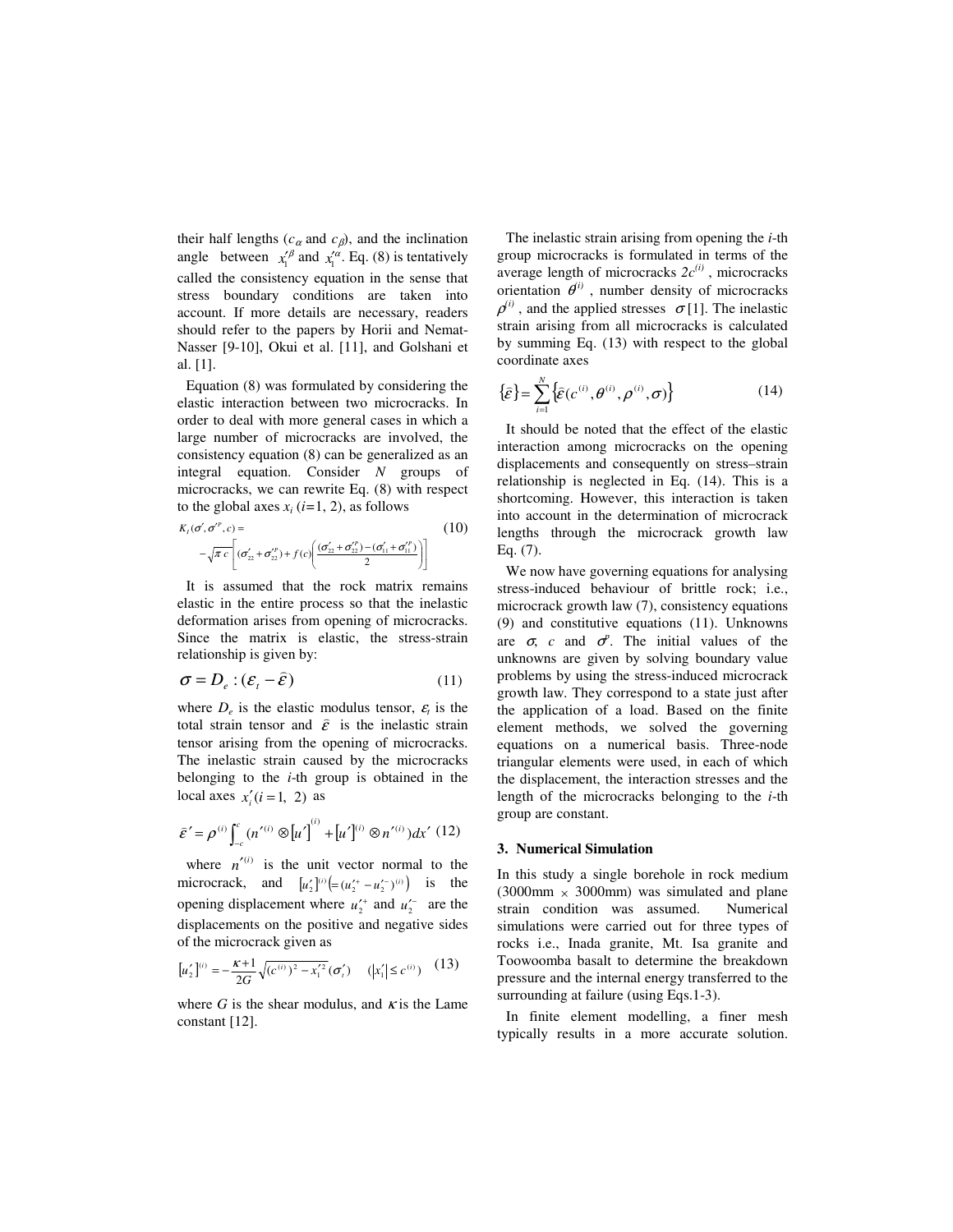their half lengths ($c_\alpha$ and $c_\beta$), and the inclination angle between $x_1'^\beta$ and $x_1'^\alpha$. Eq. (8) is tentatively called the consistency equation in the sense that stress boundary conditions are taken into account. If more details are necessary, readers should refer to the papers by Horii and Nemat-Nasser [9-10], Okui et al. [11], and Golshani et al. [1].

Equation (8) was formulated by considering the elastic interaction between two microcracks. In order to deal with more general cases in which a large number of microcracks are involved, the consistency equation (8) can be generalized as an integral equation. Consider $N$ groups of microcracks, we can rewrite Eq. (8) with respect to the global axes $x_i$ ($i$=1, 2), as follows

$$K_I(\sigma', \sigma'^p, c) = -\sqrt{\pi c}\left[(\sigma'_{22} + \sigma'^p_{22}) + f(c)\left(\frac{(\sigma'_{22} + \sigma'^p_{22}) - (\sigma'_{11} + \sigma'^p_{11})}{2}\right)\right] \quad (10)$$

It is assumed that the rock matrix remains elastic in the entire process so that the inelastic deformation arises from opening of microcracks. Since the matrix is elastic, the stress-strain relationship is given by:

$$\sigma = D_e : (\varepsilon_t - \hat{\varepsilon}) \quad (11)$$

where $D_e$ is the elastic modulus tensor, $\varepsilon_t$ is the total strain tensor and $\hat{\varepsilon}$ is the inelastic strain tensor arising from the opening of microcracks. The inelastic strain caused by the microcracks belonging to the $i$-th group is obtained in the local axes $x_i' (i = 1,\ 2)$ as

$$\hat{\varepsilon}' = \rho^{(i)} \int_{-c}^{c} (n'^{(i)} \otimes [u']^{(i)} + [u']^{(i)} \otimes n'^{(i)}) dx' \quad (12)$$

where $n'^{(i)}$ is the unit vector normal to the microcrack, and $[u_2']^{(i)} \left(= (u_2'^+ - u_2'^-)^{(i)}\right)$ is the opening displacement where $u_2'^+$ and $u_2'^-$ are the displacements on the positive and negative sides of the microcrack given as

$$[u_2']^{(i)} = -\frac{\kappa + 1}{2G}\sqrt{(c^{(i)})^2 - x_1'^2}\,(\sigma_t') \quad (|x_1'| \le c^{(i)}) \quad (13)$$

where $G$ is the shear modulus, and $\kappa$ is the Lame constant [12].

The inelastic strain arising from opening the $i$-th group microcracks is formulated in terms of the average length of microcracks $2c^{(i)}$, microcracks orientation $\theta^{(i)}$, number density of microcracks $\rho^{(i)}$, and the applied stresses $\sigma$ [1]. The inelastic strain arising from all microcracks is calculated by summing Eq. (13) with respect to the global coordinate axes

$$\{\hat{\varepsilon}\} = \sum_{i=1}^{N} \{\hat{\varepsilon}(c^{(i)}, \theta^{(i)}, \rho^{(i)}, \sigma)\} \quad (14)$$

It should be noted that the effect of the elastic interaction among microcracks on the opening displacements and consequently on stress–strain relationship is neglected in Eq. (14). This is a shortcoming. However, this interaction is taken into account in the determination of microcrack lengths through the microcrack growth law Eq. (7).

We now have governing equations for analysing stress-induced behaviour of brittle rock; i.e., microcrack growth law (7), consistency equations (9) and constitutive equations (11). Unknowns are $\sigma$, $c$ and $\sigma^p$. The initial values of the unknowns are given by solving boundary value problems by using the stress-induced microcrack growth law. They correspond to a state just after the application of a load. Based on the finite element methods, we solved the governing equations on a numerical basis. Three-node triangular elements were used, in each of which the displacement, the interaction stresses and the length of the microcracks belonging to the $i$-th group are constant.

## 3. Numerical Simulation

In this study a single borehole in rock medium (3000mm $\times$ 3000mm) was simulated and plane strain condition was assumed. Numerical simulations were carried out for three types of rocks i.e., Inada granite, Mt. Isa granite and Toowoomba basalt to determine the breakdown pressure and the internal energy transferred to the surrounding at failure (using Eqs.1-3).

In finite element modelling, a finer mesh typically results in a more accurate solution.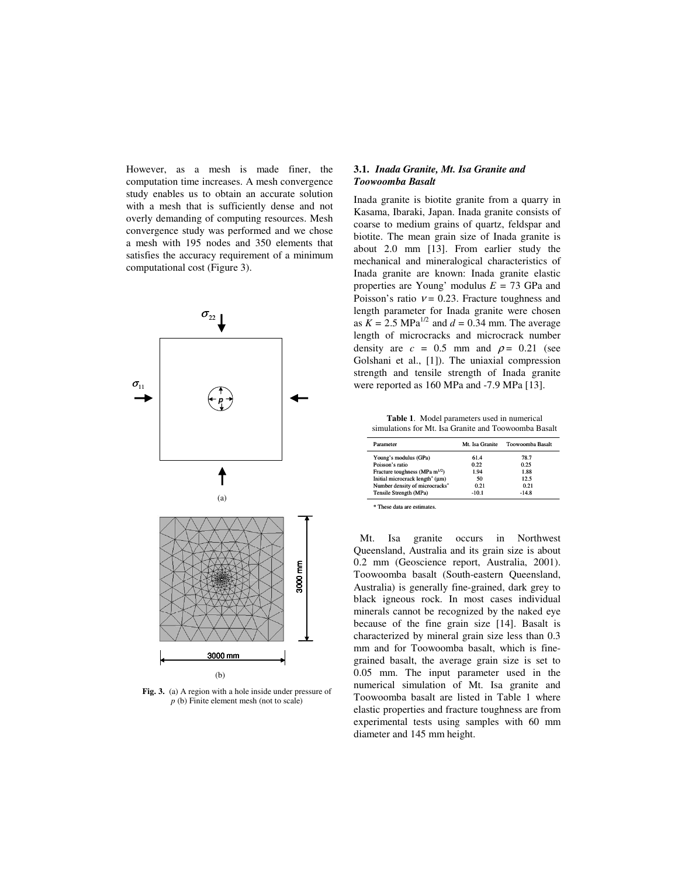However, as a mesh is made finer, the computation time increases. A mesh convergence study enables us to obtain an accurate solution with a mesh that is sufficiently dense and not overly demanding of computing resources. Mesh convergence study was performed and we chose a mesh with 195 nodes and 350 elements that satisfies the accuracy requirement of a minimum computational cost (Figure 3).

**Fig. 3.** (a) A region with a hole inside under pressure of $p$ (b) Finite element mesh (not to scale)

### 3.1. *Inada Granite, Mt. Isa Granite and Toowoomba Basalt*

Inada granite is biotite granite from a quarry in Kasama, Ibaraki, Japan. Inada granite consists of coarse to medium grains of quartz, feldspar and biotite. The mean grain size of Inada granite is about 2.0 mm [13]. From earlier study the mechanical and mineralogical characteristics of Inada granite are known: Inada granite elastic properties are Young' modulus $E$ = 73 GPa and Poisson's ratio $\nu$ = 0.23. Fracture toughness and length parameter for Inada granite were chosen as $K$ = 2.5 MPa$^{1/2}$ and $d$ = 0.34 mm. The average length of microcracks and microcrack number density are $c$ = 0.5 mm and $\rho$ = 0.21 (see Golshani et al., [1]). The uniaxial compression strength and tensile strength of Inada granite were reported as 160 MPa and -7.9 MPa [13].

**Table 1**. Model parameters used in numerical simulations for Mt. Isa Granite and Toowoomba Basalt

| Parameter | Mt. Isa Granite | Toowoomba Basalt |
|---|---|---|
| Young's modulus (GPa) | 61.4 | 78.7 |
| Poisson's ratio | 0.22 | 0.25 |
| Fracture toughness (MPa m$^{1/2}$) | 1.94 | 1.88 |
| Initial microcrack length* (μm) | 50 | 12.5 |
| Number density of microcracks* | 0.21 | 0.21 |
| Tensile Strength (MPa) | -10.1 | -14.8 |

* These data are estimates.

Mt. Isa granite occurs in Northwest Queensland, Australia and its grain size is about 0.2 mm (Geoscience report, Australia, 2001). Toowoomba basalt (South-eastern Queensland, Australia) is generally fine-grained, dark grey to black igneous rock. In most cases individual minerals cannot be recognized by the naked eye because of the fine grain size [14]. Basalt is characterized by mineral grain size less than 0.3 mm and for Toowoomba basalt, which is fine-grained basalt, the average grain size is set to 0.05 mm. The input parameter used in the numerical simulation of Mt. Isa granite and Toowoomba basalt are listed in Table 1 where elastic properties and fracture toughness are from experimental tests using samples with 60 mm diameter and 145 mm height.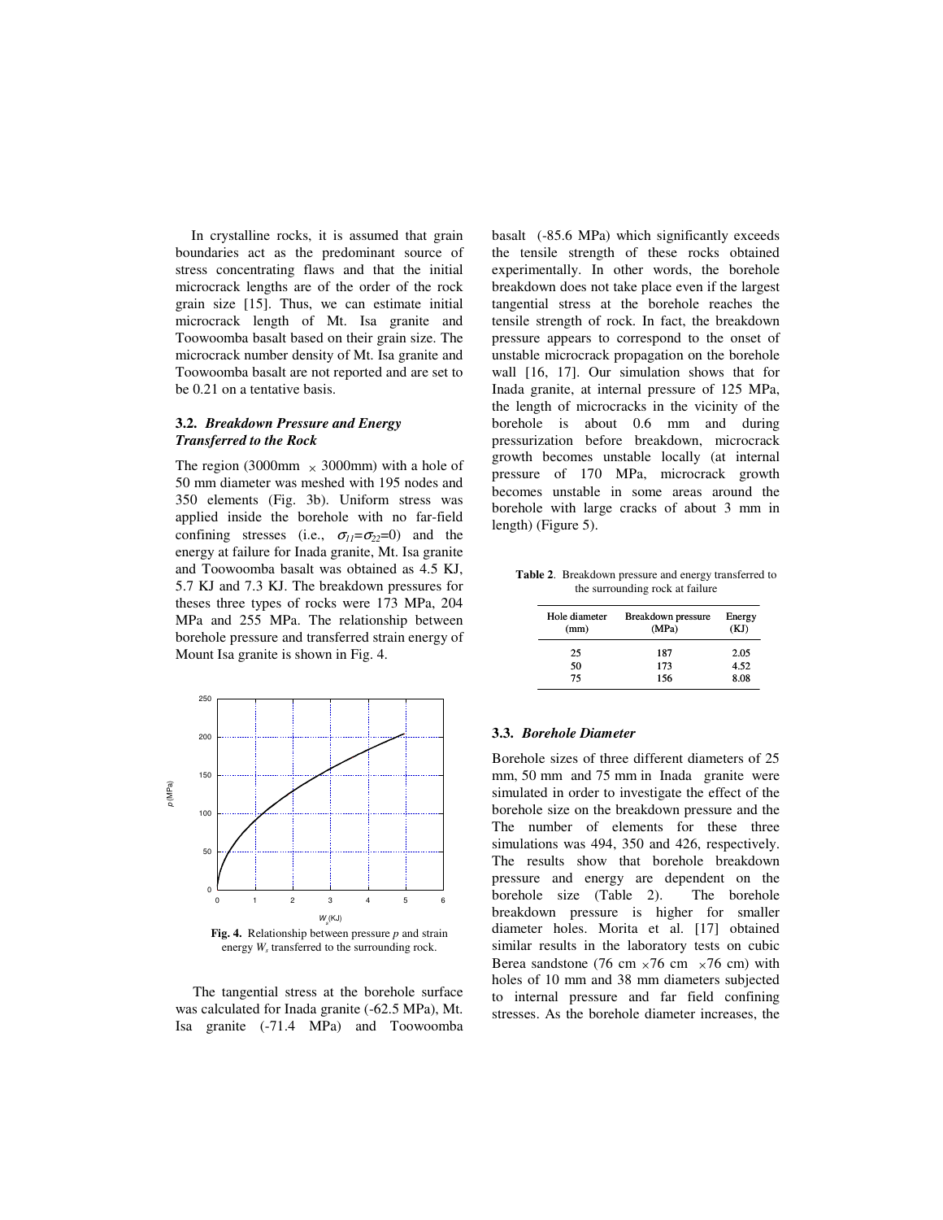In crystalline rocks, it is assumed that grain boundaries act as the predominant source of stress concentrating flaws and that the initial microcrack lengths are of the order of the rock grain size [15]. Thus, we can estimate initial microcrack length of Mt. Isa granite and Toowoomba basalt based on their grain size. The microcrack number density of Mt. Isa granite and Toowoomba basalt are not reported and are set to be 0.21 on a tentative basis.

### 3.2. *Breakdown Pressure and Energy Transferred to the Rock*

The region (3000mm $\times$ 3000mm) with a hole of 50 mm diameter was meshed with 195 nodes and 350 elements (Fig. 3b). Uniform stress was applied inside the borehole with no far-field confining stresses (i.e., $\sigma_{11}=\sigma_{22}=0$) and the energy at failure for Inada granite, Mt. Isa granite and Toowoomba basalt was obtained as 4.5 KJ, 5.7 KJ and 7.3 KJ. The breakdown pressures for theses three types of rocks were 173 MPa, 204 MPa and 255 MPa. The relationship between borehole pressure and transferred strain energy of Mount Isa granite is shown in Fig. 4.

**Fig. 4.** Relationship between pressure *p* and strain energy $W_s$ transferred to the surrounding rock.

The tangential stress at the borehole surface was calculated for Inada granite (-62.5 MPa), Mt. Isa granite (-71.4 MPa) and Toowoomba basalt (-85.6 MPa) which significantly exceeds the tensile strength of these rocks obtained experimentally. In other words, the borehole breakdown does not take place even if the largest tangential stress at the borehole reaches the tensile strength of rock. In fact, the breakdown pressure appears to correspond to the onset of unstable microcrack propagation on the borehole wall [16, 17]. Our simulation shows that for Inada granite, at internal pressure of 125 MPa, the length of microcracks in the vicinity of the borehole is about 0.6 mm and during pressurization before breakdown, microcrack growth becomes unstable locally (at internal pressure of 170 MPa, microcrack growth becomes unstable in some areas around the borehole with large cracks of about 3 mm in length) (Figure 5).

**Table 2**. Breakdown pressure and energy transferred to the surrounding rock at failure

| Hole diameter (mm) | Breakdown pressure (MPa) | Energy (KJ) |
|---|---|---|
| 25 | 187 | 2.05 |
| 50 | 173 | 4.52 |
| 75 | 156 | 8.08 |

### 3.3. *Borehole Diameter*

Borehole sizes of three different diameters of 25 mm, 50 mm and 75 mm in Inada granite were simulated in order to investigate the effect of the borehole size on the breakdown pressure and the The number of elements for these three simulations was 494, 350 and 426, respectively. The results show that borehole breakdown pressure and energy are dependent on the borehole size (Table 2). The borehole breakdown pressure is higher for smaller diameter holes. Morita et al. [17] obtained similar results in the laboratory tests on cubic Berea sandstone (76 cm $\times$76 cm $\times$76 cm) with holes of 10 mm and 38 mm diameters subjected to internal pressure and far field confining stresses. As the borehole diameter increases, the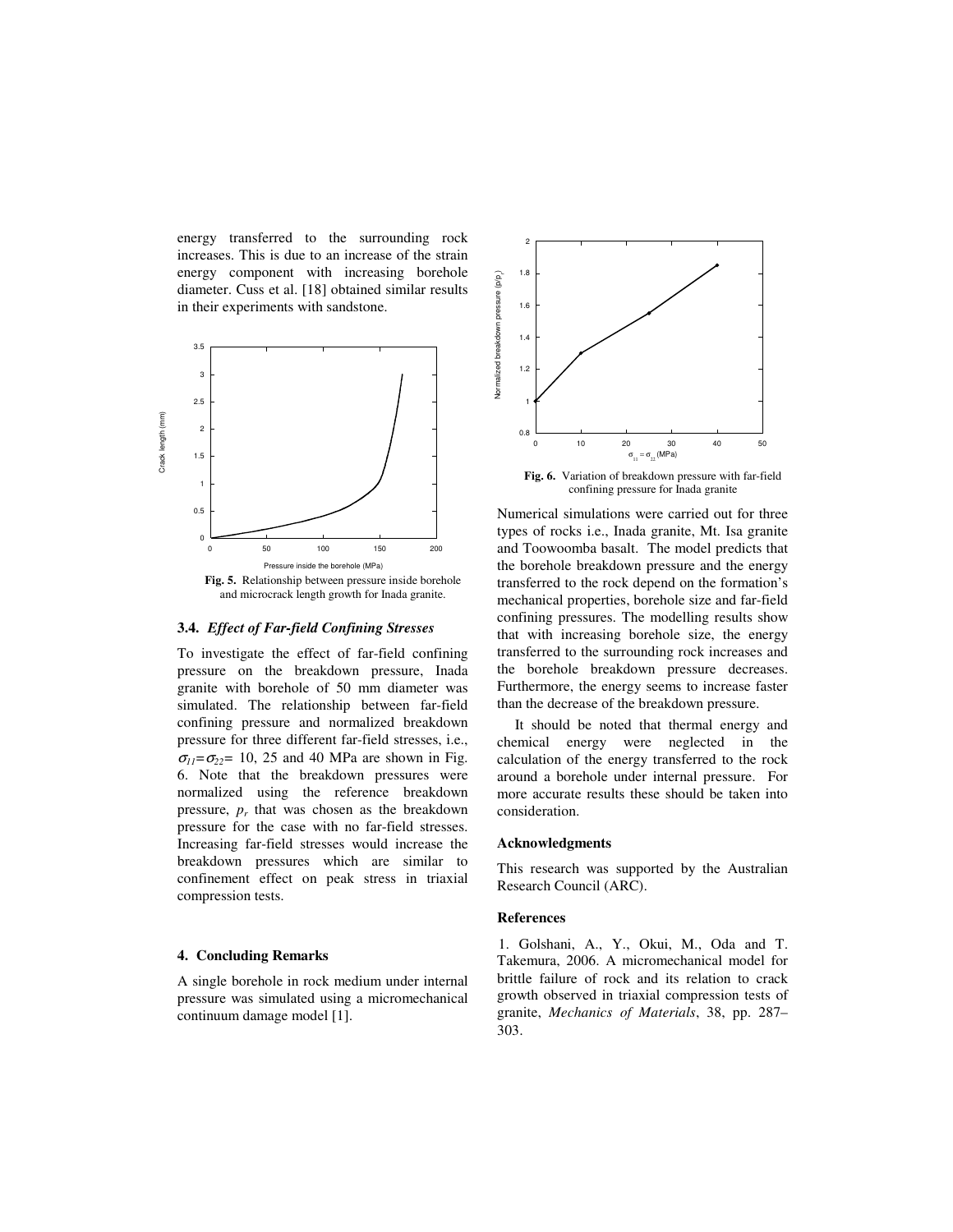energy transferred to the surrounding rock increases. This is due to an increase of the strain energy component with increasing borehole diameter. Cuss et al. [18] obtained similar results in their experiments with sandstone.

**Fig. 5.** Relationship between pressure inside borehole and microcrack length growth for Inada granite.

### 3.4. *Effect of Far-field Confining Stresses*

To investigate the effect of far-field confining pressure on the breakdown pressure, Inada granite with borehole of 50 mm diameter was simulated. The relationship between far-field confining pressure and normalized breakdown pressure for three different far-field stresses, i.e., $\sigma_{11}=\sigma_{22}=$ 10, 25 and 40 MPa are shown in Fig. 6. Note that the breakdown pressures were normalized using the reference breakdown pressure, $p_r$ that was chosen as the breakdown pressure for the case with no far-field stresses. Increasing far-field stresses would increase the breakdown pressures which are similar to confinement effect on peak stress in triaxial compression tests.

## 4. Concluding Remarks

A single borehole in rock medium under internal pressure was simulated using a micromechanical continuum damage model [1].

**Fig. 6.** Variation of breakdown pressure with far-field confining pressure for Inada granite

Numerical simulations were carried out for three types of rocks i.e., Inada granite, Mt. Isa granite and Toowoomba basalt. The model predicts that the borehole breakdown pressure and the energy transferred to the rock depend on the formation's mechanical properties, borehole size and far-field confining pressures. The modelling results show that with increasing borehole size, the energy transferred to the surrounding rock increases and the borehole breakdown pressure decreases. Furthermore, the energy seems to increase faster than the decrease of the breakdown pressure.

It should be noted that thermal energy and chemical energy were neglected in the calculation of the energy transferred to the rock around a borehole under internal pressure. For more accurate results these should be taken into consideration.

### Acknowledgments

This research was supported by the Australian Research Council (ARC).

### References

1. Golshani, A., Y., Okui, M., Oda and T. Takemura, 2006. A micromechanical model for brittle failure of rock and its relation to crack growth observed in triaxial compression tests of granite, *Mechanics of Materials*, 38, pp. 287–303.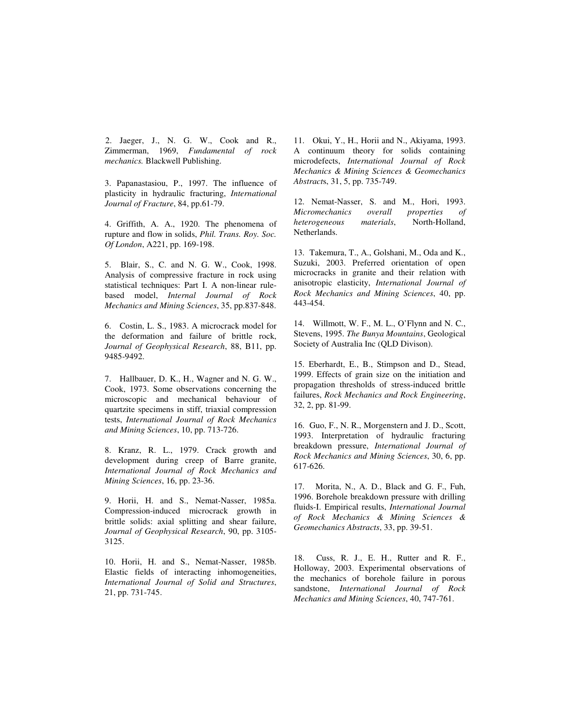2. Jaeger, J., N. G. W., Cook and R., Zimmerman, 1969, *Fundamental of rock mechanics.* Blackwell Publishing.

3. Papanastasiou, P., 1997. The influence of plasticity in hydraulic fracturing, *International Journal of Fracture*, 84, pp.61-79.

4. Griffith, A. A., 1920. The phenomena of rupture and flow in solids, *Phil. Trans. Roy. Soc. Of London*, A221, pp. 169-198.

5. Blair, S., C. and N. G. W., Cook, 1998. Analysis of compressive fracture in rock using statistical techniques: Part I. A non-linear rule-based model, *Internal Journal of Rock Mechanics and Mining Sciences*, 35, pp.837-848.

6. Costin, L. S., 1983. A microcrack model for the deformation and failure of brittle rock, *Journal of Geophysical Research*, 88, B11, pp. 9485-9492.

7. Hallbauer, D. K., H., Wagner and N. G. W., Cook, 1973. Some observations concerning the microscopic and mechanical behaviour of quartzite specimens in stiff, triaxial compression tests, *International Journal of Rock Mechanics and Mining Sciences*, 10, pp. 713-726.

8. Kranz, R. L., 1979. Crack growth and development during creep of Barre granite, *International Journal of Rock Mechanics and Mining Sciences*, 16, pp. 23-36.

9. Horii, H. and S., Nemat-Nasser, 1985a. Compression-induced microcrack growth in brittle solids: axial splitting and shear failure, *Journal of Geophysical Research*, 90, pp. 3105-3125.

10. Horii, H. and S., Nemat-Nasser, 1985b. Elastic fields of interacting inhomogeneities, *International Journal of Solid and Structures*, 21, pp. 731-745.

11. Okui, Y., H., Horii and N., Akiyama, 1993. A continuum theory for solids containing microdefects, *International Journal of Rock Mechanics & Mining Sciences & Geomechanics Abstract*s, 31, 5, pp. 735-749.

12. Nemat-Nasser, S. and M., Hori, 1993. *Micromechanics overall properties of heterogeneous materials*, North-Holland, Netherlands.

13. Takemura, T., A., Golshani, M., Oda and K., Suzuki, 2003. Preferred orientation of open microcracks in granite and their relation with anisotropic elasticity, *International Journal of Rock Mechanics and Mining Sciences*, 40, pp. 443-454.

14. Willmott, W. F., M. L., O'Flynn and N. C., Stevens, 1995. *The Bunya Mountains*, Geological Society of Australia Inc (QLD Divison).

15. Eberhardt, E., B., Stimpson and D., Stead, 1999. Effects of grain size on the initiation and propagation thresholds of stress-induced brittle failures, *Rock Mechanics and Rock Engineering*, 32, 2, pp. 81-99.

16. Guo, F., N. R., Morgenstern and J. D., Scott, 1993. Interpretation of hydraulic fracturing breakdown pressure, *International Journal of Rock Mechanics and Mining Sciences*, 30, 6, pp. 617-626.

17. Morita, N., A. D., Black and G. F., Fuh, 1996. Borehole breakdown pressure with drilling fluids-I. Empirical results, *International Journal of Rock Mechanics & Mining Sciences & Geomechanics Abstracts*, 33, pp. 39-51.

18. Cuss, R. J., E. H., Rutter and R. F., Holloway, 2003. Experimental observations of the mechanics of borehole failure in porous sandstone, *International Journal of Rock Mechanics and Mining Sciences*, 40, 747-761.